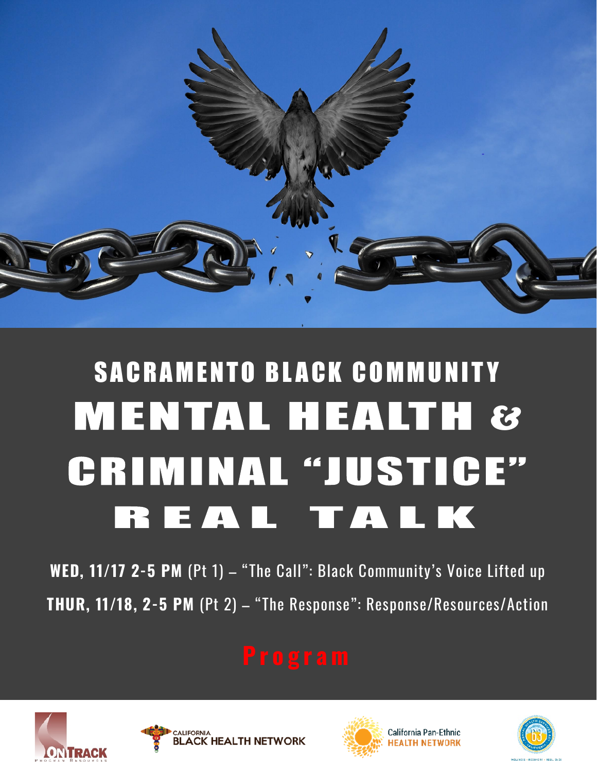# SACRAMENTO BLACK COMMUNITY

# MENTAL HEALTH & CRIMINAL "JUSTICE"

# REAL TALK

**WED, 11/17 2-5 PM** (Pt 1) – "The Call": Black Community's Voice Lifted up

**THUR, 11/18, 2-5 PM** (Pt 2) – "The Response": Response/Resources/Action

## Program

ONTRACK Program Resources

CALIFORNIA BLACK HEALTH NETWORK

California Pan-Ethnic HEALTH NETWORK

WELLNESS • RECOVERY • RESILIENCE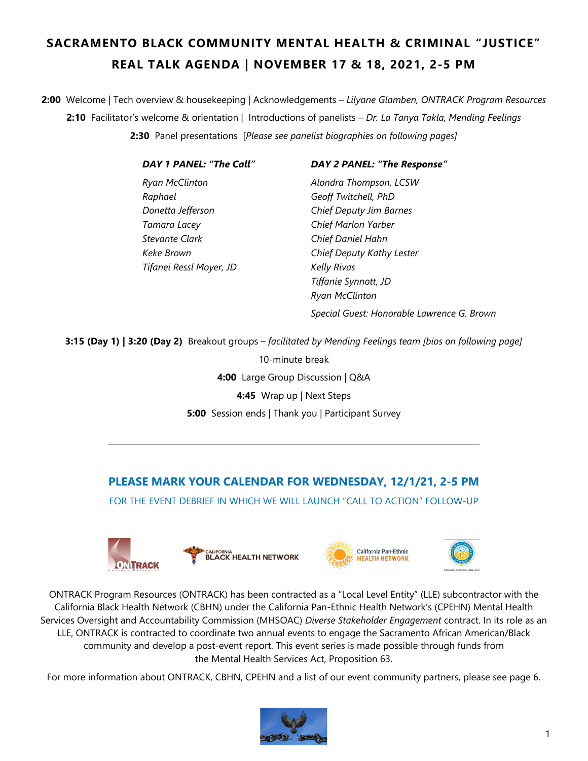# SACRAMENTO BLACK COMMUNITY MENTAL HEALTH & CRIMINAL "JUSTICE" REAL TALK AGENDA | NOVEMBER 17 & 18, 2021, 2-5 PM

**2:00** Welcome | Tech overview & housekeeping | Acknowledgements – *Lilyane Glamben, ONTRACK Program Resources*

**2:10** Facilitator's welcome & orientation | Introductions of panelists – *Dr. La Tanya Takla, Mending Feelings*

**2:30** Panel presentations [*Please see panelist biographies on following pages]*

| ***DAY 1 PANEL: "The Call"*** | ***DAY 2 PANEL: "The Response"*** |
|---|---|
| *Ryan McClinton* | *Alondra Thompson, LCSW* |
| *Raphael* | *Geoff Twitchell, PhD* |
| *Donetta Jefferson* | *Chief Deputy Jim Barnes* |
| *Tamara Lacey* | *Chief Marlon Yarber* |
| *Stevante Clark* | *Chief Daniel Hahn* |
| *Keke Brown* | *Chief Deputy Kathy Lester* |
| *Tifanei Ressl Moyer, JD* | *Kelly Rivas* |
| | *Tiffanie Synnott, JD* |
| | *Ryan McClinton* |
| | *Special Guest: Honorable Lawrence G. Brown* |

**3:15 (Day 1) | 3:20 (Day 2)** Breakout groups – *facilitated by Mending Feelings team [bios on following page]*

10-minute break

**4:00** Large Group Discussion | Q&A

**4:45** Wrap up | Next Steps

**5:00** Session ends | Thank you | Participant Survey

---

## PLEASE MARK YOUR CALENDAR FOR WEDNESDAY, 12/1/21, 2-5 PM

FOR THE EVENT DEBRIEF IN WHICH WE WILL LAUNCH "CALL TO ACTION" FOLLOW-UP

ONTRACK Program Resources (ONTRACK) has been contracted as a "Local Level Entity" (LLE) subcontractor with the California Black Health Network (CBHN) under the California Pan-Ethnic Health Network's (CPEHN) Mental Health Services Oversight and Accountability Commission (MHSOAC) *Diverse Stakeholder Engagement* contract. In its role as an LLE, ONTRACK is contracted to coordinate two annual events to engage the Sacramento African American/Black community and develop a post-event report. This event series is made possible through funds from the Mental Health Services Act, Proposition 63.

For more information about ONTRACK, CBHN, CPEHN and a list of our event community partners, please see page 6.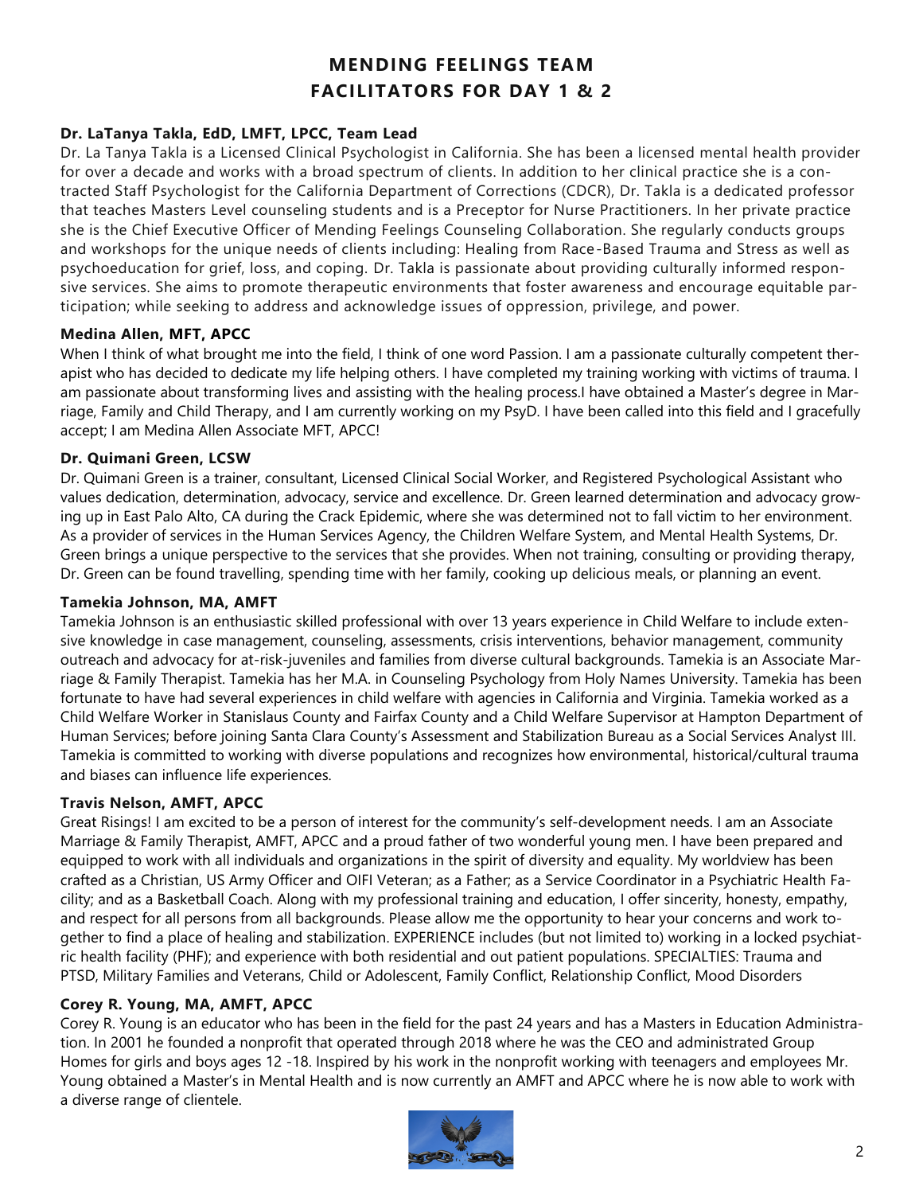# MENDING FEELINGS TEAM
# FACILITATORS FOR DAY 1 & 2

**Dr. LaTanya Takla, EdD, LMFT, LPCC, Team Lead**

Dr. La Tanya Takla is a Licensed Clinical Psychologist in California. She has been a licensed mental health provider for over a decade and works with a broad spectrum of clients. In addition to her clinical practice she is a contracted Staff Psychologist for the California Department of Corrections (CDCR), Dr. Takla is a dedicated professor that teaches Masters Level counseling students and is a Preceptor for Nurse Practitioners. In her private practice she is the Chief Executive Officer of Mending Feelings Counseling Collaboration. She regularly conducts groups and workshops for the unique needs of clients including: Healing from Race-Based Trauma and Stress as well as psychoeducation for grief, loss, and coping. Dr. Takla is passionate about providing culturally informed responsive services. She aims to promote therapeutic environments that foster awareness and encourage equitable participation; while seeking to address and acknowledge issues of oppression, privilege, and power.

**Medina Allen, MFT, APCC**

When I think of what brought me into the field, I think of one word Passion. I am a passionate culturally competent therapist who has decided to dedicate my life helping others. I have completed my training working with victims of trauma. I am passionate about transforming lives and assisting with the healing process.I have obtained a Master's degree in Marriage, Family and Child Therapy, and I am currently working on my PsyD. I have been called into this field and I gracefully accept; I am Medina Allen Associate MFT, APCC!

**Dr. Quimani Green, LCSW**

Dr. Quimani Green is a trainer, consultant, Licensed Clinical Social Worker, and Registered Psychological Assistant who values dedication, determination, advocacy, service and excellence. Dr. Green learned determination and advocacy growing up in East Palo Alto, CA during the Crack Epidemic, where she was determined not to fall victim to her environment. As a provider of services in the Human Services Agency, the Children Welfare System, and Mental Health Systems, Dr. Green brings a unique perspective to the services that she provides. When not training, consulting or providing therapy, Dr. Green can be found travelling, spending time with her family, cooking up delicious meals, or planning an event.

**Tamekia Johnson, MA, AMFT**

Tamekia Johnson is an enthusiastic skilled professional with over 13 years experience in Child Welfare to include extensive knowledge in case management, counseling, assessments, crisis interventions, behavior management, community outreach and advocacy for at-risk-juveniles and families from diverse cultural backgrounds. Tamekia is an Associate Marriage & Family Therapist. Tamekia has her M.A. in Counseling Psychology from Holy Names University. Tamekia has been fortunate to have had several experiences in child welfare with agencies in California and Virginia. Tamekia worked as a Child Welfare Worker in Stanislaus County and Fairfax County and a Child Welfare Supervisor at Hampton Department of Human Services; before joining Santa Clara County's Assessment and Stabilization Bureau as a Social Services Analyst III. Tamekia is committed to working with diverse populations and recognizes how environmental, historical/cultural trauma and biases can influence life experiences.

**Travis Nelson, AMFT, APCC**

Great Risings! I am excited to be a person of interest for the community's self-development needs. I am an Associate Marriage & Family Therapist, AMFT, APCC and a proud father of two wonderful young men. I have been prepared and equipped to work with all individuals and organizations in the spirit of diversity and equality. My worldview has been crafted as a Christian, US Army Officer and OIFI Veteran; as a Father; as a Service Coordinator in a Psychiatric Health Facility; and as a Basketball Coach. Along with my professional training and education, I offer sincerity, honesty, empathy, and respect for all persons from all backgrounds. Please allow me the opportunity to hear your concerns and work together to find a place of healing and stabilization. EXPERIENCE includes (but not limited to) working in a locked psychiatric health facility (PHF); and experience with both residential and out patient populations. SPECIALTIES: Trauma and PTSD, Military Families and Veterans, Child or Adolescent, Family Conflict, Relationship Conflict, Mood Disorders

**Corey R. Young, MA, AMFT, APCC**

Corey R. Young is an educator who has been in the field for the past 24 years and has a Masters in Education Administration. In 2001 he founded a nonprofit that operated through 2018 where he was the CEO and administrated Group Homes for girls and boys ages 12 -18. Inspired by his work in the nonprofit working with teenagers and employees Mr. Young obtained a Master's in Mental Health and is now currently an AMFT and APCC where he is now able to work with a diverse range of clientele.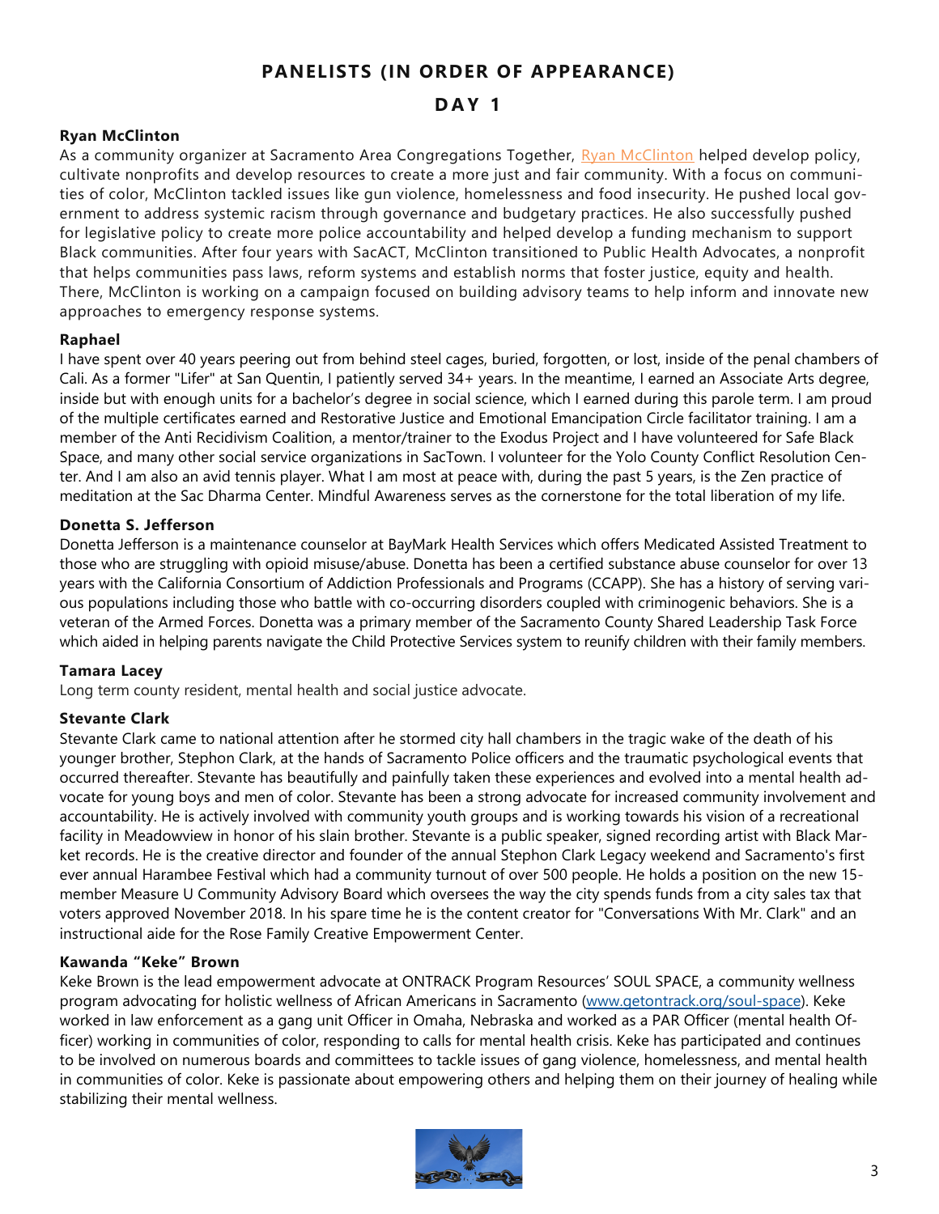## PANELISTS (IN ORDER OF APPEARANCE)

## DAY 1

### Ryan McClinton

As a community organizer at Sacramento Area Congregations Together, Ryan McClinton helped develop policy, cultivate nonprofits and develop resources to create a more just and fair community. With a focus on communities of color, McClinton tackled issues like gun violence, homelessness and food insecurity. He pushed local government to address systemic racism through governance and budgetary practices. He also successfully pushed for legislative policy to create more police accountability and helped develop a funding mechanism to support Black communities. After four years with SacACT, McClinton transitioned to Public Health Advocates, a nonprofit that helps communities pass laws, reform systems and establish norms that foster justice, equity and health. There, McClinton is working on a campaign focused on building advisory teams to help inform and innovate new approaches to emergency response systems.

### Raphael

I have spent over 40 years peering out from behind steel cages, buried, forgotten, or lost, inside of the penal chambers of Cali. As a former "Lifer" at San Quentin, I patiently served 34+ years. In the meantime, I earned an Associate Arts degree, inside but with enough units for a bachelor's degree in social science, which I earned during this parole term. I am proud of the multiple certificates earned and Restorative Justice and Emotional Emancipation Circle facilitator training. I am a member of the Anti Recidivism Coalition, a mentor/trainer to the Exodus Project and I have volunteered for Safe Black Space, and many other social service organizations in SacTown. I volunteer for the Yolo County Conflict Resolution Center. And I am also an avid tennis player. What I am most at peace with, during the past 5 years, is the Zen practice of meditation at the Sac Dharma Center. Mindful Awareness serves as the cornerstone for the total liberation of my life.

### Donetta S. Jefferson

Donetta Jefferson is a maintenance counselor at BayMark Health Services which offers Medicated Assisted Treatment to those who are struggling with opioid misuse/abuse. Donetta has been a certified substance abuse counselor for over 13 years with the California Consortium of Addiction Professionals and Programs (CCAPP). She has a history of serving various populations including those who battle with co-occurring disorders coupled with criminogenic behaviors. She is a veteran of the Armed Forces. Donetta was a primary member of the Sacramento County Shared Leadership Task Force which aided in helping parents navigate the Child Protective Services system to reunify children with their family members.

### Tamara Lacey

Long term county resident, mental health and social justice advocate.

### Stevante Clark

Stevante Clark came to national attention after he stormed city hall chambers in the tragic wake of the death of his younger brother, Stephon Clark, at the hands of Sacramento Police officers and the traumatic psychological events that occurred thereafter. Stevante has beautifully and painfully taken these experiences and evolved into a mental health advocate for young boys and men of color. Stevante has been a strong advocate for increased community involvement and accountability. He is actively involved with community youth groups and is working towards his vision of a recreational facility in Meadowview in honor of his slain brother. Stevante is a public speaker, signed recording artist with Black Market records. He is the creative director and founder of the annual Stephon Clark Legacy weekend and Sacramento's first ever annual Harambee Festival which had a community turnout of over 500 people. He holds a position on the new 15-member Measure U Community Advisory Board which oversees the way the city spends funds from a city sales tax that voters approved November 2018. In his spare time he is the content creator for "Conversations With Mr. Clark" and an instructional aide for the Rose Family Creative Empowerment Center.

### Kawanda "Keke" Brown

Keke Brown is the lead empowerment advocate at ONTRACK Program Resources' SOUL SPACE, a community wellness program advocating for holistic wellness of African Americans in Sacramento (www.getontrack.org/soul-space). Keke worked in law enforcement as a gang unit Officer in Omaha, Nebraska and worked as a PAR Officer (mental health Officer) working in communities of color, responding to calls for mental health crisis. Keke has participated and continues to be involved on numerous boards and committees to tackle issues of gang violence, homelessness, and mental health in communities of color. Keke is passionate about empowering others and helping them on their journey of healing while stabilizing their mental wellness.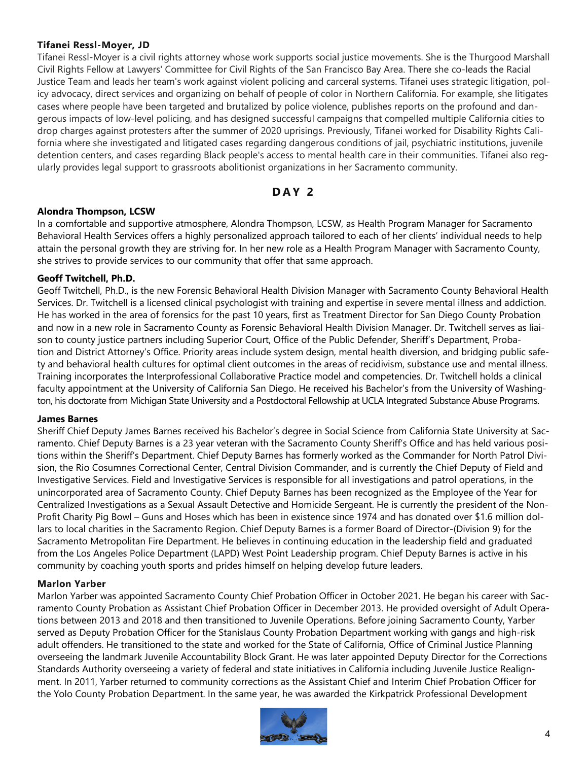**Tifanei Ressl-Moyer, JD**

Tifanei Ressl-Moyer is a civil rights attorney whose work supports social justice movements. She is the Thurgood Marshall Civil Rights Fellow at Lawyers' Committee for Civil Rights of the San Francisco Bay Area. There she co-leads the Racial Justice Team and leads her team's work against violent policing and carceral systems. Tifanei uses strategic litigation, policy advocacy, direct services and organizing on behalf of people of color in Northern California. For example, she litigates cases where people have been targeted and brutalized by police violence, publishes reports on the profound and dangerous impacts of low-level policing, and has designed successful campaigns that compelled multiple California cities to drop charges against protesters after the summer of 2020 uprisings. Previously, Tifanei worked for Disability Rights California where she investigated and litigated cases regarding dangerous conditions of jail, psychiatric institutions, juvenile detention centers, and cases regarding Black people's access to mental health care in their communities. Tifanei also regularly provides legal support to grassroots abolitionist organizations in her Sacramento community.

## DAY 2

**Alondra Thompson, LCSW**

In a comfortable and supportive atmosphere, Alondra Thompson, LCSW, as Health Program Manager for Sacramento Behavioral Health Services offers a highly personalized approach tailored to each of her clients' individual needs to help attain the personal growth they are striving for. In her new role as a Health Program Manager with Sacramento County, she strives to provide services to our community that offer that same approach.

**Geoff Twitchell, Ph.D.**

Geoff Twitchell, Ph.D., is the new Forensic Behavioral Health Division Manager with Sacramento County Behavioral Health Services. Dr. Twitchell is a licensed clinical psychologist with training and expertise in severe mental illness and addiction. He has worked in the area of forensics for the past 10 years, first as Treatment Director for San Diego County Probation and now in a new role in Sacramento County as Forensic Behavioral Health Division Manager. Dr. Twitchell serves as liaison to county justice partners including Superior Court, Office of the Public Defender, Sheriff's Department, Probation and District Attorney's Office. Priority areas include system design, mental health diversion, and bridging public safety and behavioral health cultures for optimal client outcomes in the areas of recidivism, substance use and mental illness. Training incorporates the Interprofessional Collaborative Practice model and competencies. Dr. Twitchell holds a clinical faculty appointment at the University of California San Diego. He received his Bachelor's from the University of Washington, his doctorate from Michigan State University and a Postdoctoral Fellowship at UCLA Integrated Substance Abuse Programs.

**James Barnes**

Sheriff Chief Deputy James Barnes received his Bachelor's degree in Social Science from California State University at Sacramento. Chief Deputy Barnes is a 23 year veteran with the Sacramento County Sheriff's Office and has held various positions within the Sheriff's Department. Chief Deputy Barnes has formerly worked as the Commander for North Patrol Division, the Rio Cosumnes Correctional Center, Central Division Commander, and is currently the Chief Deputy of Field and Investigative Services. Field and Investigative Services is responsible for all investigations and patrol operations, in the unincorporated area of Sacramento County. Chief Deputy Barnes has been recognized as the Employee of the Year for Centralized Investigations as a Sexual Assault Detective and Homicide Sergeant. He is currently the president of the Non-Profit Charity Pig Bowl – Guns and Hoses which has been in existence since 1974 and has donated over $1.6 million dollars to local charities in the Sacramento Region. Chief Deputy Barnes is a former Board of Director-(Division 9) for the Sacramento Metropolitan Fire Department. He believes in continuing education in the leadership field and graduated from the Los Angeles Police Department (LAPD) West Point Leadership program. Chief Deputy Barnes is active in his community by coaching youth sports and prides himself on helping develop future leaders.

**Marlon Yarber**

Marlon Yarber was appointed Sacramento County Chief Probation Officer in October 2021. He began his career with Sacramento County Probation as Assistant Chief Probation Officer in December 2013. He provided oversight of Adult Operations between 2013 and 2018 and then transitioned to Juvenile Operations. Before joining Sacramento County, Yarber served as Deputy Probation Officer for the Stanislaus County Probation Department working with gangs and high-risk adult offenders. He transitioned to the state and worked for the State of California, Office of Criminal Justice Planning overseeing the landmark Juvenile Accountability Block Grant. He was later appointed Deputy Director for the Corrections Standards Authority overseeing a variety of federal and state initiatives in California including Juvenile Justice Realignment. In 2011, Yarber returned to community corrections as the Assistant Chief and Interim Chief Probation Officer for the Yolo County Probation Department. In the same year, he was awarded the Kirkpatrick Professional Development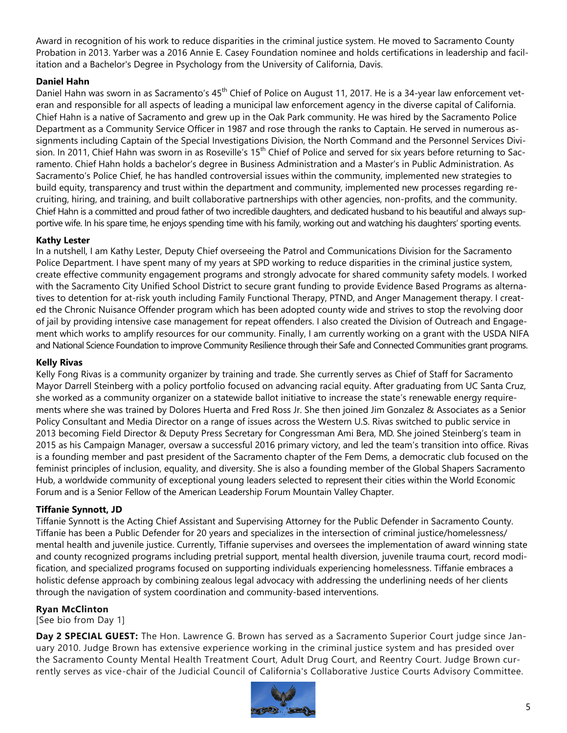Award in recognition of his work to reduce disparities in the criminal justice system. He moved to Sacramento County Probation in 2013. Yarber was a 2016 Annie E. Casey Foundation nominee and holds certifications in leadership and facilitation and a Bachelor's Degree in Psychology from the University of California, Davis.

**Daniel Hahn**

Daniel Hahn was sworn in as Sacramento's 45th Chief of Police on August 11, 2017. He is a 34-year law enforcement veteran and responsible for all aspects of leading a municipal law enforcement agency in the diverse capital of California. Chief Hahn is a native of Sacramento and grew up in the Oak Park community. He was hired by the Sacramento Police Department as a Community Service Officer in 1987 and rose through the ranks to Captain. He served in numerous assignments including Captain of the Special Investigations Division, the North Command and the Personnel Services Division. In 2011, Chief Hahn was sworn in as Roseville's 15th Chief of Police and served for six years before returning to Sacramento. Chief Hahn holds a bachelor's degree in Business Administration and a Master's in Public Administration. As Sacramento's Police Chief, he has handled controversial issues within the community, implemented new strategies to build equity, transparency and trust within the department and community, implemented new processes regarding recruiting, hiring, and training, and built collaborative partnerships with other agencies, non-profits, and the community. Chief Hahn is a committed and proud father of two incredible daughters, and dedicated husband to his beautiful and always supportive wife. In his spare time, he enjoys spending time with his family, working out and watching his daughters' sporting events.

**Kathy Lester**

In a nutshell, I am Kathy Lester, Deputy Chief overseeing the Patrol and Communications Division for the Sacramento Police Department. I have spent many of my years at SPD working to reduce disparities in the criminal justice system, create effective community engagement programs and strongly advocate for shared community safety models. I worked with the Sacramento City Unified School District to secure grant funding to provide Evidence Based Programs as alternatives to detention for at-risk youth including Family Functional Therapy, PTND, and Anger Management therapy. I created the Chronic Nuisance Offender program which has been adopted county wide and strives to stop the revolving door of jail by providing intensive case management for repeat offenders. I also created the Division of Outreach and Engagement which works to amplify resources for our community. Finally, I am currently working on a grant with the USDA NIFA and National Science Foundation to improve Community Resilience through their Safe and Connected Communities grant programs.

**Kelly Rivas**

Kelly Fong Rivas is a community organizer by training and trade. She currently serves as Chief of Staff for Sacramento Mayor Darrell Steinberg with a policy portfolio focused on advancing racial equity. After graduating from UC Santa Cruz, she worked as a community organizer on a statewide ballot initiative to increase the state's renewable energy requirements where she was trained by Dolores Huerta and Fred Ross Jr. She then joined Jim Gonzalez & Associates as a Senior Policy Consultant and Media Director on a range of issues across the Western U.S. Rivas switched to public service in 2013 becoming Field Director & Deputy Press Secretary for Congressman Ami Bera, MD. She joined Steinberg's team in 2015 as his Campaign Manager, oversaw a successful 2016 primary victory, and led the team's transition into office. Rivas is a founding member and past president of the Sacramento chapter of the Fem Dems, a democratic club focused on the feminist principles of inclusion, equality, and diversity. She is also a founding member of the Global Shapers Sacramento Hub, a worldwide community of exceptional young leaders selected to represent their cities within the World Economic Forum and is a Senior Fellow of the American Leadership Forum Mountain Valley Chapter.

**Tiffanie Synnott, JD**

Tiffanie Synnott is the Acting Chief Assistant and Supervising Attorney for the Public Defender in Sacramento County. Tiffanie has been a Public Defender for 20 years and specializes in the intersection of criminal justice/homelessness/mental health and juvenile justice. Currently, Tiffanie supervises and oversees the implementation of award winning state and county recognized programs including pretrial support, mental health diversion, juvenile trauma court, record modification, and specialized programs focused on supporting individuals experiencing homelessness. Tiffanie embraces a holistic defense approach by combining zealous legal advocacy with addressing the underlining needs of her clients through the navigation of system coordination and community-based interventions.

**Ryan McClinton**

[See bio from Day 1]

**Day 2 SPECIAL GUEST:** The Hon. Lawrence G. Brown has served as a Sacramento Superior Court judge since January 2010. Judge Brown has extensive experience working in the criminal justice system and has presided over the Sacramento County Mental Health Treatment Court, Adult Drug Court, and Reentry Court. Judge Brown currently serves as vice-chair of the Judicial Council of California's Collaborative Justice Courts Advisory Committee.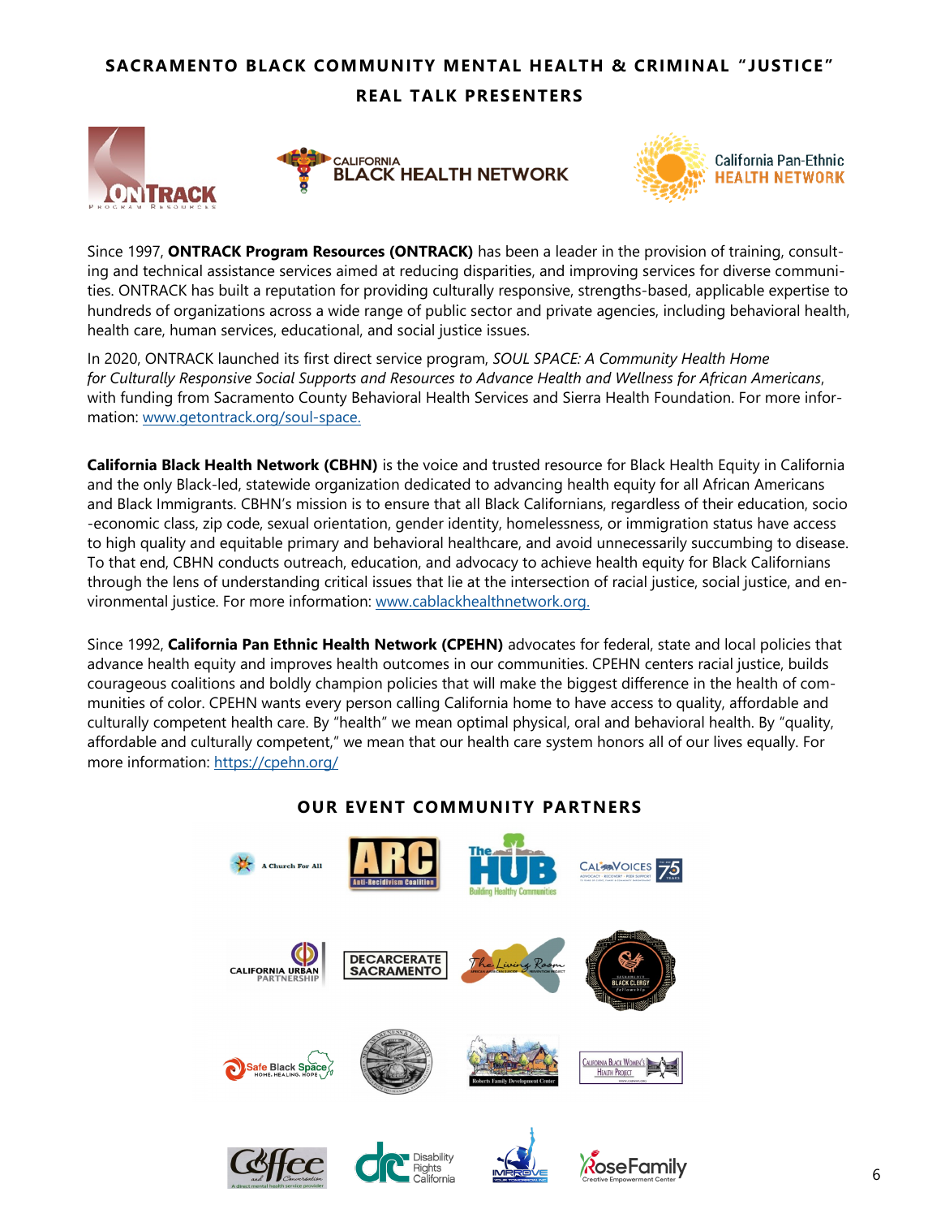# SACRAMENTO BLACK COMMUNITY MENTAL HEALTH & CRIMINAL "JUSTICE"

## REAL TALK PRESENTERS

Since 1997, **ONTRACK Program Resources (ONTRACK)** has been a leader in the provision of training, consulting and technical assistance services aimed at reducing disparities, and improving services for diverse communities. ONTRACK has built a reputation for providing culturally responsive, strengths-based, applicable expertise to hundreds of organizations across a wide range of public sector and private agencies, including behavioral health, health care, human services, educational, and social justice issues.

In 2020, ONTRACK launched its first direct service program, *SOUL SPACE: A Community Health Home for Culturally Responsive Social Supports and Resources to Advance Health and Wellness for African Americans*, with funding from Sacramento County Behavioral Health Services and Sierra Health Foundation. For more information: www.getontrack.org/soul-space.

**California Black Health Network (CBHN)** is the voice and trusted resource for Black Health Equity in California and the only Black-led, statewide organization dedicated to advancing health equity for all African Americans and Black Immigrants. CBHN's mission is to ensure that all Black Californians, regardless of their education, socio-economic class, zip code, sexual orientation, gender identity, homelessness, or immigration status have access to high quality and equitable primary and behavioral healthcare, and avoid unnecessarily succumbing to disease. To that end, CBHN conducts outreach, education, and advocacy to achieve health equity for Black Californians through the lens of understanding critical issues that lie at the intersection of racial justice, social justice, and environmental justice. For more information: www.cablackhealthnetwork.org.

Since 1992, **California Pan Ethnic Health Network (CPEHN)** advocates for federal, state and local policies that advance health equity and improves health outcomes in our communities. CPEHN centers racial justice, builds courageous coalitions and boldly champion policies that will make the biggest difference in the health of communities of color. CPEHN wants every person calling California home to have access to quality, affordable and culturally competent health care. By "health" we mean optimal physical, oral and behavioral health. By "quality, affordable and culturally competent," we mean that our health care system honors all of our lives equally. For more information: https://cpehn.org/

## OUR EVENT COMMUNITY PARTNERS